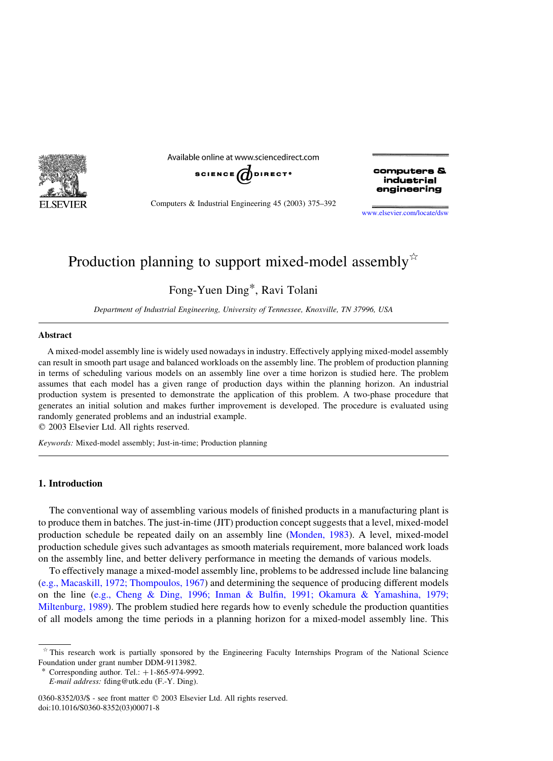# Production planning to support mixed-model assembly[☆]

Fong-Yuen Ding[*], Ravi Tolani

*Department of Industrial Engineering, University of Tennessee, Knoxville, TN 37996, USA*

## Abstract

A mixed-model assembly line is widely used nowadays in industry. Effectively applying mixed-model assembly can result in smooth part usage and balanced workloads on the assembly line. The problem of production planning in terms of scheduling various models on an assembly line over a time horizon is studied here. The problem assumes that each model has a given range of production days within the planning horizon. An industrial production system is presented to demonstrate the application of this problem. A two-phase procedure that generates an initial solution and makes further improvement is developed. The procedure is evaluated using randomly generated problems and an industrial example.

© 2003 Elsevier Ltd. All rights reserved.

*Keywords:* Mixed-model assembly; Just-in-time; Production planning

## 1. Introduction

The conventional way of assembling various models of finished products in a manufacturing plant is to produce them in batches. The just-in-time (JIT) production concept suggests that a level, mixed-model production schedule be repeated daily on an assembly line (Monden, 1983). A level, mixed-model production schedule gives such advantages as smooth materials requirement, more balanced work loads on the assembly line, and better delivery performance in meeting the demands of various models.

To effectively manage a mixed-model assembly line, problems to be addressed include line balancing (e.g., Macaskill, 1972; Thompoulos, 1967) and determining the sequence of producing different models on the line (e.g., Cheng & Ding, 1996; Inman & Bulfin, 1991; Okamura & Yamashina, 1979; Miltenburg, 1989). The problem studied here regards how to evenly schedule the production quantities of all models among the time periods in a planning horizon for a mixed-model assembly line. This

---

[☆] This research work is partially sponsored by the Engineering Faculty Internships Program of the National Science Foundation under grant number DDM-9113982.

[*] Corresponding author. Tel.: +1-865-974-9992.
*E-mail address:* fding@utk.edu (F.-Y. Ding).

0360-8352/03/$ - see front matter © 2003 Elsevier Ltd. All rights reserved.
doi:10.1016/S0360-8352(03)00071-8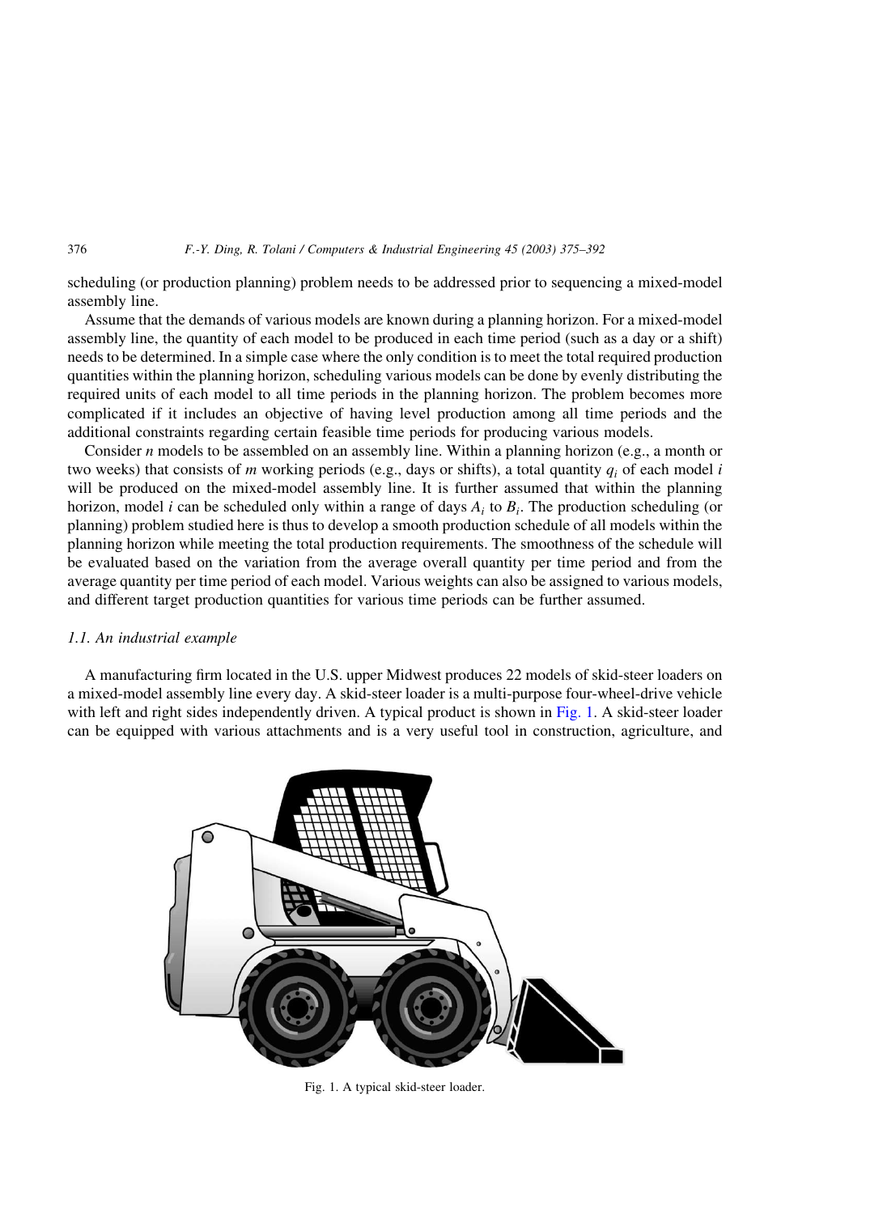scheduling (or production planning) problem needs to be addressed prior to sequencing a mixed-model assembly line.

Assume that the demands of various models are known during a planning horizon. For a mixed-model assembly line, the quantity of each model to be produced in each time period (such as a day or a shift) needs to be determined. In a simple case where the only condition is to meet the total required production quantities within the planning horizon, scheduling various models can be done by evenly distributing the required units of each model to all time periods in the planning horizon. The problem becomes more complicated if it includes an objective of having level production among all time periods and the additional constraints regarding certain feasible time periods for producing various models.

Consider $n$ models to be assembled on an assembly line. Within a planning horizon (e.g., a month or two weeks) that consists of $m$ working periods (e.g., days or shifts), a total quantity $q_i$ of each model $i$ will be produced on the mixed-model assembly line. It is further assumed that within the planning horizon, model $i$ can be scheduled only within a range of days $A_i$ to $B_i$. The production scheduling (or planning) problem studied here is thus to develop a smooth production schedule of all models within the planning horizon while meeting the total production requirements. The smoothness of the schedule will be evaluated based on the variation from the average overall quantity per time period and from the average quantity per time period of each model. Various weights can also be assigned to various models, and different target production quantities for various time periods can be further assumed.

### *1.1. An industrial example*

A manufacturing firm located in the U.S. upper Midwest produces 22 models of skid-steer loaders on a mixed-model assembly line every day. A skid-steer loader is a multi-purpose four-wheel-drive vehicle with left and right sides independently driven. A typical product is shown in Fig. 1. A skid-steer loader can be equipped with various attachments and is a very useful tool in construction, agriculture, and

Fig. 1. A typical skid-steer loader.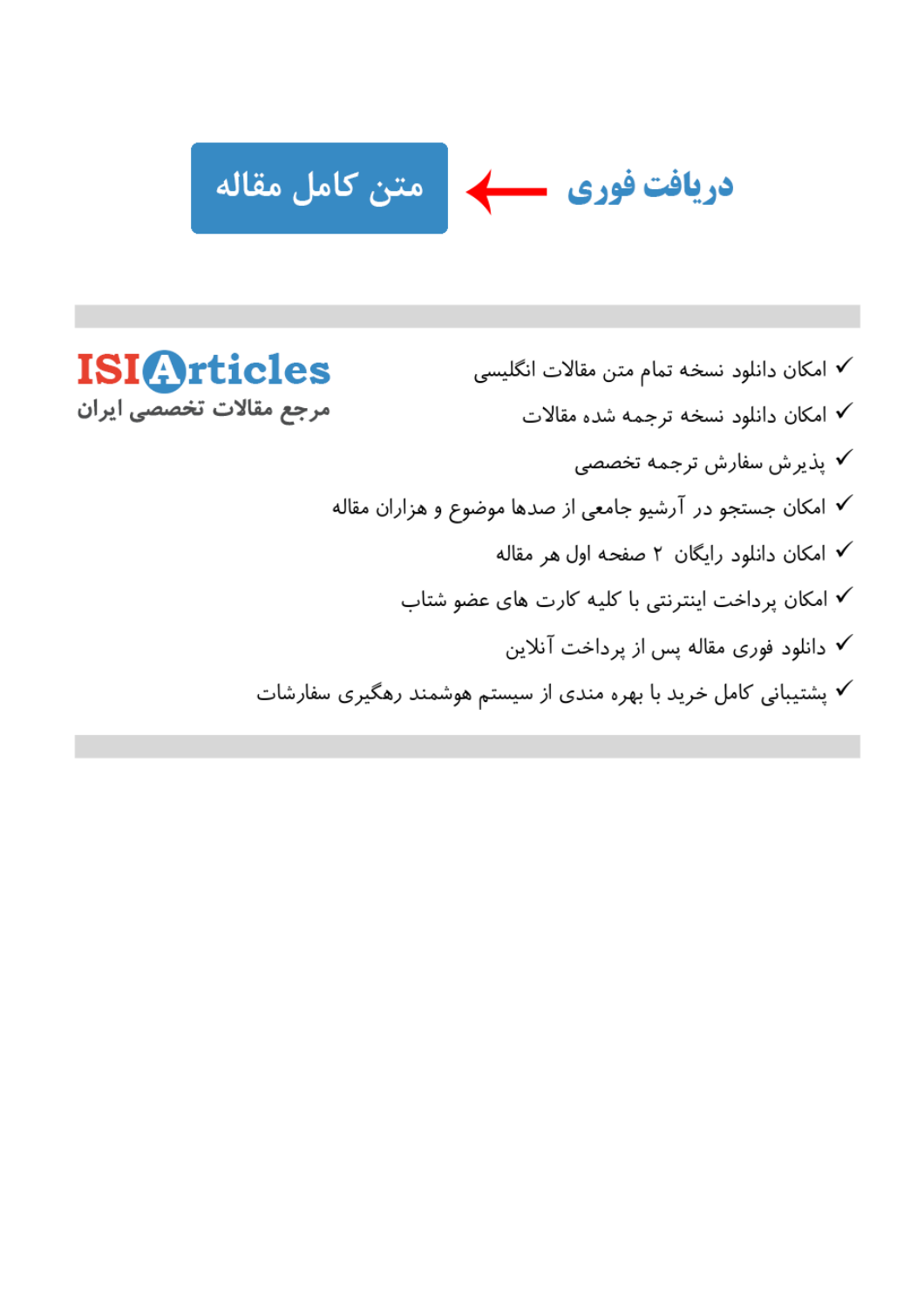دریافت فوری ← متن کامل مقاله

**ISIArticles**
مرجع مقالات تخصصی ایران

- ✓ امکان دانلود نسخه تمام متن مقالات انگلیسی
- ✓ امکان دانلود نسخه ترجمه شده مقالات
- ✓ پذیرش سفارش ترجمه تخصصی
- ✓ امکان جستجو در آرشیو جامعی از صدها موضوع و هزاران مقاله
- ✓ امکان دانلود رایگان ۲ صفحه اول هر مقاله
- ✓ امکان پرداخت اینترنتی با کلیه کارت های عضو شتاب
- ✓ دانلود فوری مقاله پس از پرداخت آنلاین
- ✓ پشتیبانی کامل خرید با بهره مندی از سیستم هوشمند رهگیری سفارشات